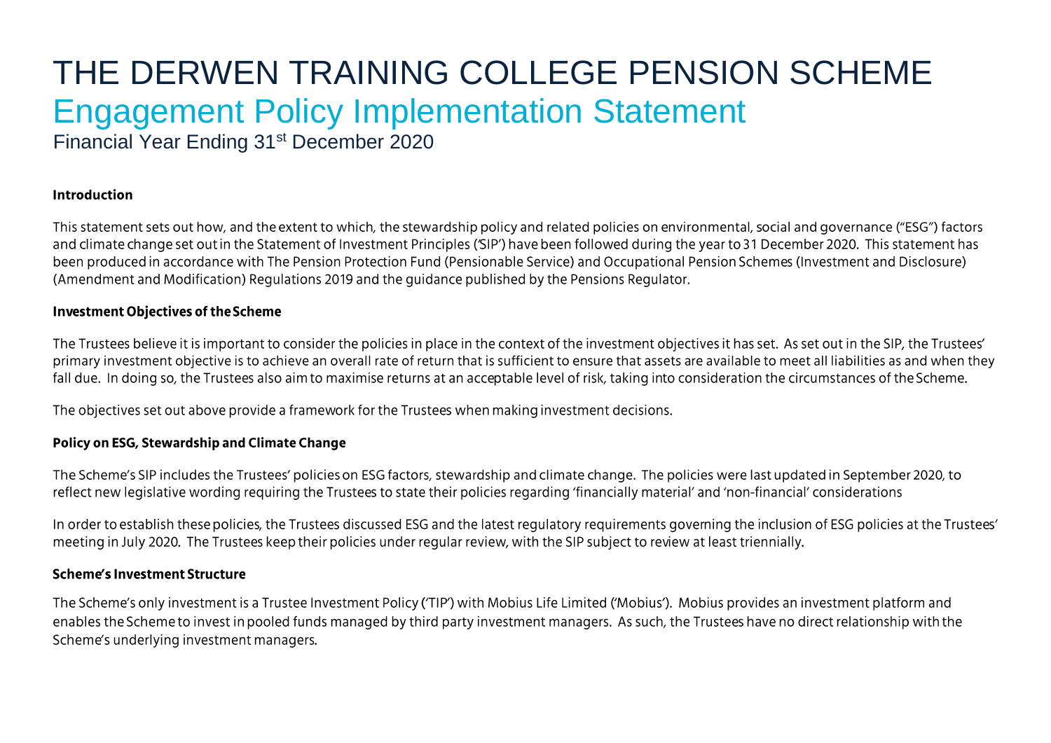# THE DERWEN TRAINING COLLEGE PENSION SCHEME

## Engagement Policy Implementation Statement

Financial Year Ending 31st December 2020

### Introduction

This statement sets out how, and the extent to which, the stewardship policy and related policies on environmental, social and governance ("ESG") factors and climate change set out in the Statement of Investment Principles ('SIP') have been followed during the year to 31 December 2020. This statement has been produced in accordance with The Pension Protection Fund (Pensionable Service) and Occupational Pension Schemes (Investment and Disclosure) (Amendment and Modification) Regulations 2019 and the guidance published by the Pensions Regulator.

### Investment Objectives of the Scheme

The Trustees believe it is important to consider the policies in place in the context of the investment objectives it has set. As set out in the SIP, the Trustees' primary investment objective is to achieve an overall rate of return that is sufficient to ensure that assets are available to meet all liabilities as and when they fall due. In doing so, the Trustees also aim to maximise returns at an acceptable level of risk, taking into consideration the circumstances of the Scheme.

The objectives set out above provide a framework for the Trustees when making investment decisions.

### Policy on ESG, Stewardship and Climate Change

The Scheme's SIP includes the Trustees' policies on ESG factors, stewardship and climate change. The policies were last updated in September 2020, to reflect new legislative wording requiring the Trustees to state their policies regarding 'financially material' and 'non-financial' considerations

In order to establish these policies, the Trustees discussed ESG and the latest regulatory requirements governing the inclusion of ESG policies at the Trustees' meeting in July 2020. The Trustees keep their policies under regular review, with the SIP subject to review at least triennially.

### Scheme's Investment Structure

The Scheme's only investment is a Trustee Investment Policy ('TIP') with Mobius Life Limited ('Mobius'). Mobius provides an investment platform and enables the Scheme to invest in pooled funds managed by third party investment managers. As such, the Trustees have no direct relationship with the Scheme's underlying investment managers.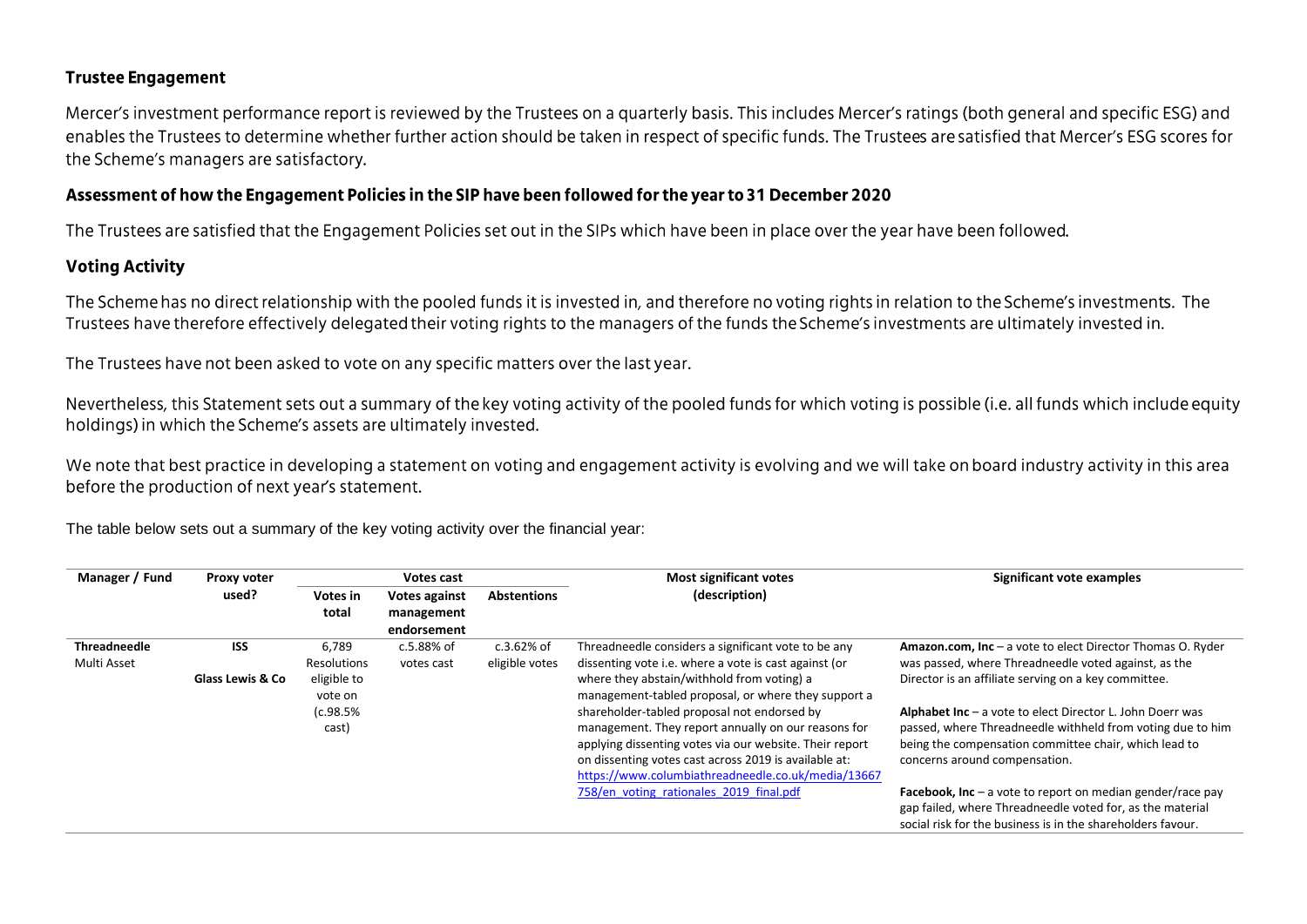## Trustee Engagement

Mercer's investment performance report is reviewed by the Trustees on a quarterly basis. This includes Mercer's ratings (both general and specific ESG) and enables the Trustees to determine whether further action should be taken in respect of specific funds. The Trustees are satisfied that Mercer's ESG scores for the Scheme's managers are satisfactory.

### Assessment of how the Engagement Policies in the SIP have been followed for the year to 31 December 2020

The Trustees are satisfied that the Engagement Policies set out in the SIPs which have been in place over the year have been followed.

## Voting Activity

The Scheme has no direct relationship with the pooled funds it is invested in, and therefore no voting rights in relation to the Scheme's investments. The Trustees have therefore effectively delegated their voting rights to the managers of the funds the Scheme's investments are ultimately invested in.

The Trustees have not been asked to vote on any specific matters over the last year.

Nevertheless, this Statement sets out a summary of the key voting activity of the pooled funds for which voting is possible (i.e. all funds which include equity holdings) in which the Scheme's assets are ultimately invested.

We note that best practice in developing a statement on voting and engagement activity is evolving and we will take on board industry activity in this area before the production of next year's statement.

The table below sets out a summary of the key voting activity over the financial year:

| Manager / Fund | Proxy voter used? | Votes cast | | | Most significant votes (description) | Significant vote examples |
|---|---|---|---|---|---|---|
| | | Votes in total | Votes against management endorsement | Abstentions | | |
| **Threadneedle** Multi Asset | **ISS** **Glass Lewis & Co** | 6,789 Resolutions eligible to vote on (c.98.5% cast) | c.5.88% of votes cast | c.3.62% of eligible votes | Threadneedle considers a significant vote to be any dissenting vote i.e. where a vote is cast against (or where they abstain/withhold from voting) a management-tabled proposal, or where they support a shareholder-tabled proposal not endorsed by management. They report annually on our reasons for applying dissenting votes via our website. Their report on dissenting votes cast across 2019 is available at: https://www.columbiathreadneedle.co.uk/media/13667758/en_voting_rationales_2019_final.pdf | **Amazon.com, Inc** – a vote to elect Director Thomas O. Ryder was passed, where Threadneedle voted against, as the Director is an affiliate serving on a key committee.<br><br>**Alphabet Inc** – a vote to elect Director L. John Doerr was passed, where Threadneedle withheld from voting due to him being the compensation committee chair, which lead to concerns around compensation.<br><br>**Facebook, Inc** – a vote to report on median gender/race pay gap failed, where Threadneedle voted for, as the material social risk for the business is in the shareholders favour. |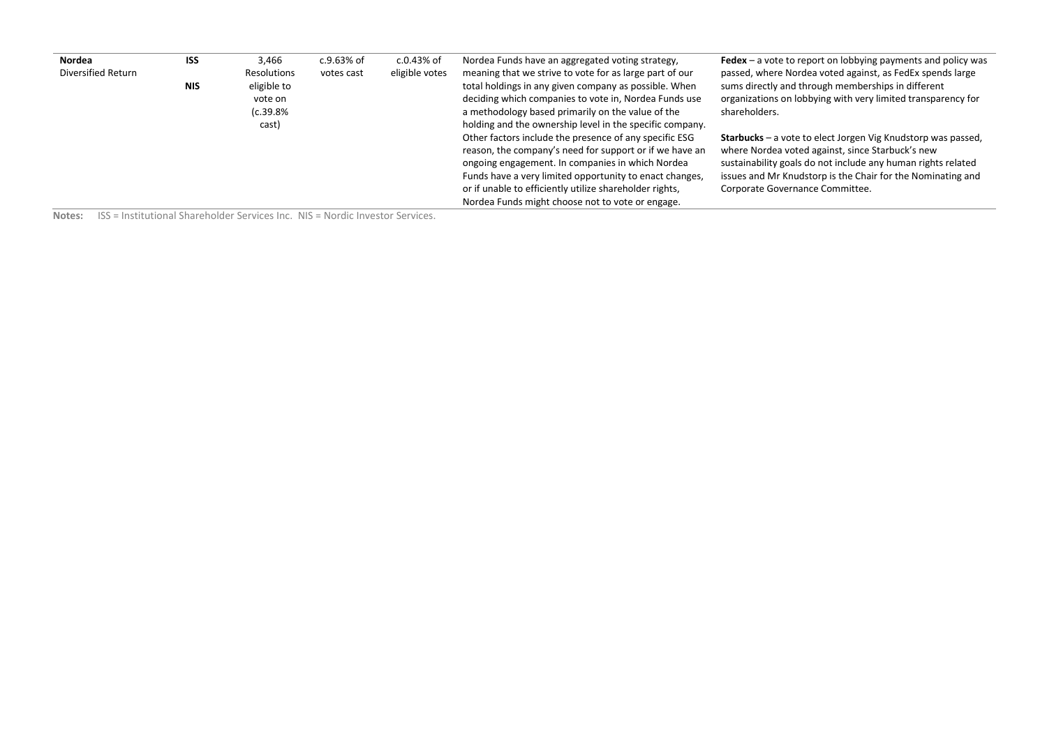| | | | | | | |
|---|---|---|---|---|---|---|
| **Nordea** Diversified Return | **ISS** **NIS** | 3,466 Resolutions eligible to vote on (c.39.8% cast) | c.9.63% of votes cast | c.0.43% of eligible votes | Nordea Funds have an aggregated voting strategy, meaning that we strive to vote for as large part of our total holdings in any given company as possible. When deciding which companies to vote in, Nordea Funds use a methodology based primarily on the value of the holding and the ownership level in the specific company. Other factors include the presence of any specific ESG reason, the company's need for support or if we have an ongoing engagement. In companies in which Nordea Funds have a very limited opportunity to enact changes, or if unable to efficiently utilize shareholder rights, Nordea Funds might choose not to vote or engage. | **Fedex** – a vote to report on lobbying payments and policy was passed, where Nordea voted against, as FedEx spends large sums directly and through memberships in different organizations on lobbying with very limited transparency for shareholders.<br><br>**Starbucks** – a vote to elect Jorgen Vig Knudstorp was passed, where Nordea voted against, since Starbuck's new sustainability goals do not include any human rights related issues and Mr Knudstorp is the Chair for the Nominating and Corporate Governance Committee. |

**Notes:** ISS = Institutional Shareholder Services Inc. NIS = Nordic Investor Services.